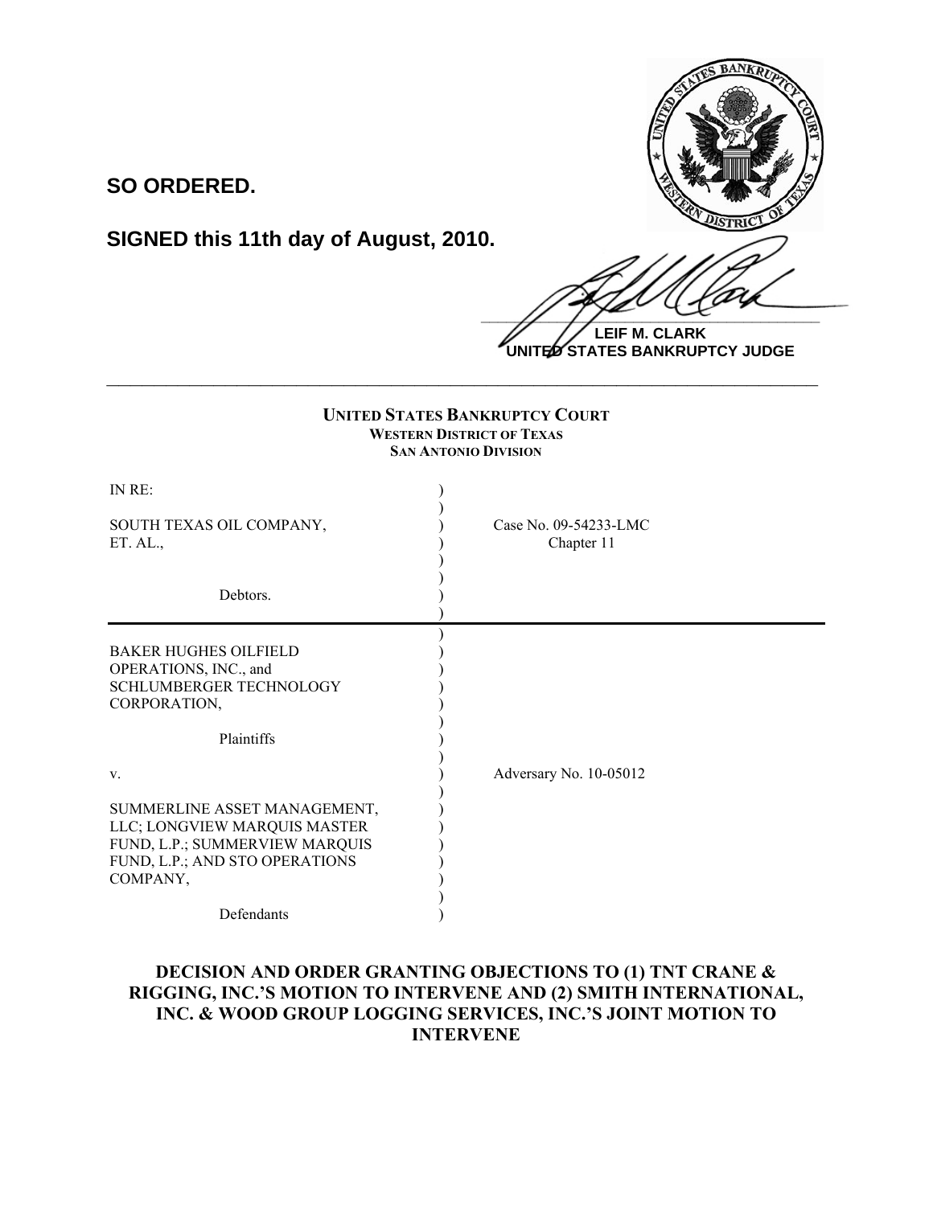**SO ORDERED.**

**SIGNED this 11th day of August, 2010.**

**LEIF M. CLARK**
**UNITED STATES BANKRUPTCY JUDGE**

---

**UNITED STATES BANKRUPTCY COURT**
**WESTERN DISTRICT OF TEXAS**
**SAN ANTONIO DIVISION**

| | |
|---|---|
| IN RE:<br><br>SOUTH TEXAS OIL COMPANY, ET. AL.,<br><br>Debtors. | Case No. 09-54233-LMC<br>Chapter 11 |
| BAKER HUGHES OILFIELD OPERATIONS, INC., and SCHLUMBERGER TECHNOLOGY CORPORATION,<br><br>Plaintiffs<br><br>v.<br><br>SUMMERLINE ASSET MANAGEMENT, LLC; LONGVIEW MARQUIS MASTER FUND, L.P.; SUMMERVIEW MARQUIS FUND, L.P.; AND STO OPERATIONS COMPANY,<br><br>Defendants | Adversary No. 10-05012 |

**DECISION AND ORDER GRANTING OBJECTIONS TO (1) TNT CRANE & RIGGING, INC.'S MOTION TO INTERVENE AND (2) SMITH INTERNATIONAL, INC. & WOOD GROUP LOGGING SERVICES, INC.'S JOINT MOTION TO INTERVENE**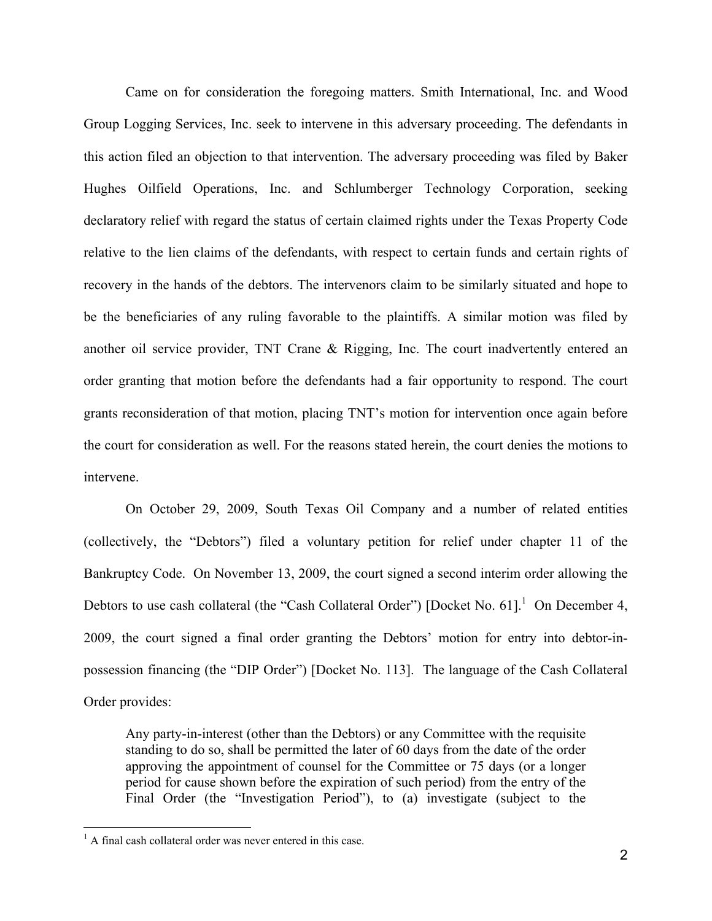Came on for consideration the foregoing matters. Smith International, Inc. and Wood Group Logging Services, Inc. seek to intervene in this adversary proceeding. The defendants in this action filed an objection to that intervention. The adversary proceeding was filed by Baker Hughes Oilfield Operations, Inc. and Schlumberger Technology Corporation, seeking declaratory relief with regard the status of certain claimed rights under the Texas Property Code relative to the lien claims of the defendants, with respect to certain funds and certain rights of recovery in the hands of the debtors. The intervenors claim to be similarly situated and hope to be the beneficiaries of any ruling favorable to the plaintiffs. A similar motion was filed by another oil service provider, TNT Crane & Rigging, Inc. The court inadvertently entered an order granting that motion before the defendants had a fair opportunity to respond. The court grants reconsideration of that motion, placing TNT's motion for intervention once again before the court for consideration as well. For the reasons stated herein, the court denies the motions to intervene.

On October 29, 2009, South Texas Oil Company and a number of related entities (collectively, the "Debtors") filed a voluntary petition for relief under chapter 11 of the Bankruptcy Code. On November 13, 2009, the court signed a second interim order allowing the Debtors to use cash collateral (the "Cash Collateral Order") [Docket No. 61].[1] On December 4, 2009, the court signed a final order granting the Debtors' motion for entry into debtor-in-possession financing (the "DIP Order") [Docket No. 113]. The language of the Cash Collateral Order provides:

> Any party-in-interest (other than the Debtors) or any Committee with the requisite standing to do so, shall be permitted the later of 60 days from the date of the order approving the appointment of counsel for the Committee or 75 days (or a longer period for cause shown before the expiration of such period) from the entry of the Final Order (the "Investigation Period"), to (a) investigate (subject to the

[1] A final cash collateral order was never entered in this case.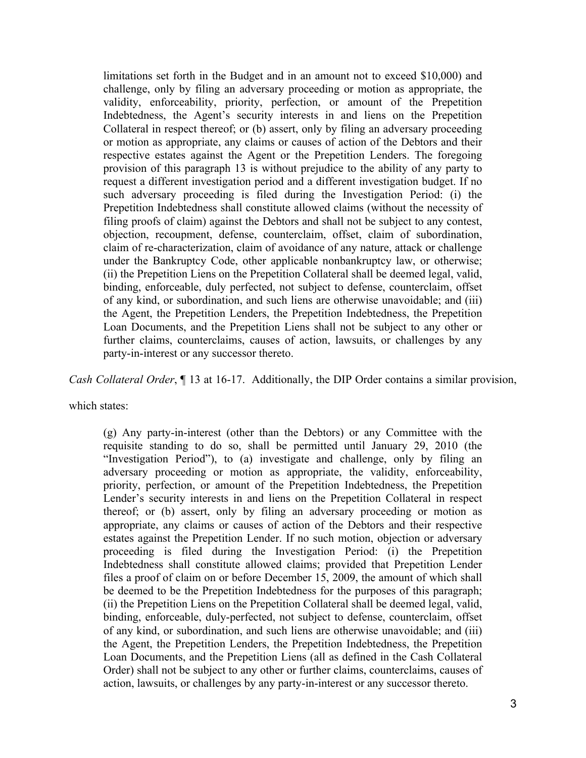> limitations set forth in the Budget and in an amount not to exceed $10,000) and challenge, only by filing an adversary proceeding or motion as appropriate, the validity, enforceability, priority, perfection, or amount of the Prepetition Indebtedness, the Agent's security interests in and liens on the Prepetition Collateral in respect thereof; or (b) assert, only by filing an adversary proceeding or motion as appropriate, any claims or causes of action of the Debtors and their respective estates against the Agent or the Prepetition Lenders. The foregoing provision of this paragraph 13 is without prejudice to the ability of any party to request a different investigation period and a different investigation budget. If no such adversary proceeding is filed during the Investigation Period: (i) the Prepetition Indebtedness shall constitute allowed claims (without the necessity of filing proofs of claim) against the Debtors and shall not be subject to any contest, objection, recoupment, defense, counterclaim, offset, claim of subordination, claim of re-characterization, claim of avoidance of any nature, attack or challenge under the Bankruptcy Code, other applicable nonbankruptcy law, or otherwise; (ii) the Prepetition Liens on the Prepetition Collateral shall be deemed legal, valid, binding, enforceable, duly perfected, not subject to defense, counterclaim, offset of any kind, or subordination, and such liens are otherwise unavoidable; and (iii) the Agent, the Prepetition Lenders, the Prepetition Indebtedness, the Prepetition Loan Documents, and the Prepetition Liens shall not be subject to any other or further claims, counterclaims, causes of action, lawsuits, or challenges by any party-in-interest or any successor thereto.

*Cash Collateral Order*, ¶ 13 at 16-17. Additionally, the DIP Order contains a similar provision, which states:

> (g) Any party-in-interest (other than the Debtors) or any Committee with the requisite standing to do so, shall be permitted until January 29, 2010 (the "Investigation Period"), to (a) investigate and challenge, only by filing an adversary proceeding or motion as appropriate, the validity, enforceability, priority, perfection, or amount of the Prepetition Indebtedness, the Prepetition Lender's security interests in and liens on the Prepetition Collateral in respect thereof; or (b) assert, only by filing an adversary proceeding or motion as appropriate, any claims or causes of action of the Debtors and their respective estates against the Prepetition Lender. If no such motion, objection or adversary proceeding is filed during the Investigation Period: (i) the Prepetition Indebtedness shall constitute allowed claims; provided that Prepetition Lender files a proof of claim on or before December 15, 2009, the amount of which shall be deemed to be the Prepetition Indebtedness for the purposes of this paragraph; (ii) the Prepetition Liens on the Prepetition Collateral shall be deemed legal, valid, binding, enforceable, duly-perfected, not subject to defense, counterclaim, offset of any kind, or subordination, and such liens are otherwise unavoidable; and (iii) the Agent, the Prepetition Lenders, the Prepetition Indebtedness, the Prepetition Loan Documents, and the Prepetition Liens (all as defined in the Cash Collateral Order) shall not be subject to any other or further claims, counterclaims, causes of action, lawsuits, or challenges by any party-in-interest or any successor thereto.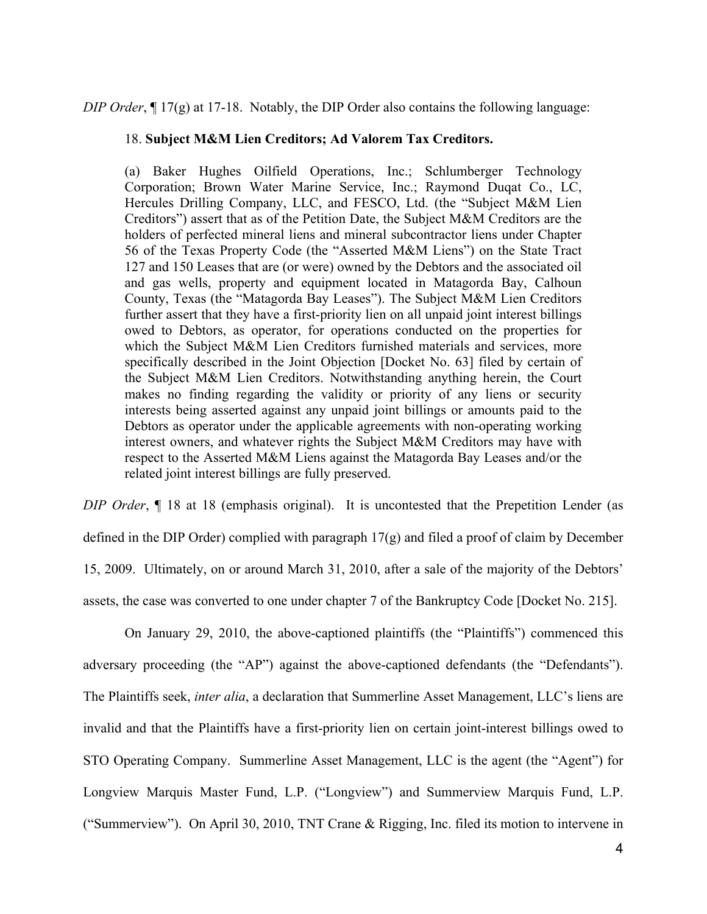*DIP Order*, ¶ 17(g) at 17-18. Notably, the DIP Order also contains the following language:

> 18. **Subject M&M Lien Creditors; Ad Valorem Tax Creditors.**
>
> (a) Baker Hughes Oilfield Operations, Inc.; Schlumberger Technology Corporation; Brown Water Marine Service, Inc.; Raymond Duqat Co., LC, Hercules Drilling Company, LLC, and FESCO, Ltd. (the "Subject M&M Lien Creditors") assert that as of the Petition Date, the Subject M&M Creditors are the holders of perfected mineral liens and mineral subcontractor liens under Chapter 56 of the Texas Property Code (the "Asserted M&M Liens") on the State Tract 127 and 150 Leases that are (or were) owned by the Debtors and the associated oil and gas wells, property and equipment located in Matagorda Bay, Calhoun County, Texas (the "Matagorda Bay Leases"). The Subject M&M Lien Creditors further assert that they have a first-priority lien on all unpaid joint interest billings owed to Debtors, as operator, for operations conducted on the properties for which the Subject M&M Lien Creditors furnished materials and services, more specifically described in the Joint Objection [Docket No. 63] filed by certain of the Subject M&M Lien Creditors. Notwithstanding anything herein, the Court makes no finding regarding the validity or priority of any liens or security interests being asserted against any unpaid joint billings or amounts paid to the Debtors as operator under the applicable agreements with non-operating working interest owners, and whatever rights the Subject M&M Creditors may have with respect to the Asserted M&M Liens against the Matagorda Bay Leases and/or the related joint interest billings are fully preserved.

*DIP Order*, ¶ 18 at 18 (emphasis original). It is uncontested that the Prepetition Lender (as defined in the DIP Order) complied with paragraph 17(g) and filed a proof of claim by December 15, 2009. Ultimately, on or around March 31, 2010, after a sale of the majority of the Debtors' assets, the case was converted to one under chapter 7 of the Bankruptcy Code [Docket No. 215].

On January 29, 2010, the above-captioned plaintiffs (the "Plaintiffs") commenced this adversary proceeding (the "AP") against the above-captioned defendants (the "Defendants"). The Plaintiffs seek, *inter alia*, a declaration that Summerline Asset Management, LLC's liens are invalid and that the Plaintiffs have a first-priority lien on certain joint-interest billings owed to STO Operating Company. Summerline Asset Management, LLC is the agent (the "Agent") for Longview Marquis Master Fund, L.P. ("Longview") and Summerview Marquis Fund, L.P. ("Summerview"). On April 30, 2010, TNT Crane & Rigging, Inc. filed its motion to intervene in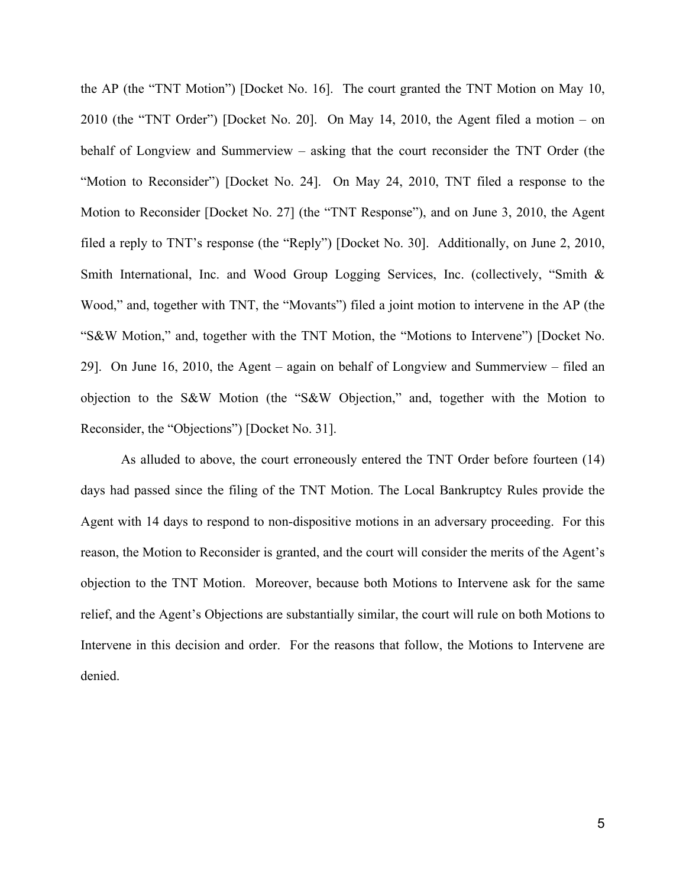the AP (the "TNT Motion") [Docket No. 16]. The court granted the TNT Motion on May 10, 2010 (the "TNT Order") [Docket No. 20]. On May 14, 2010, the Agent filed a motion – on behalf of Longview and Summerview – asking that the court reconsider the TNT Order (the "Motion to Reconsider") [Docket No. 24]. On May 24, 2010, TNT filed a response to the Motion to Reconsider [Docket No. 27] (the "TNT Response"), and on June 3, 2010, the Agent filed a reply to TNT's response (the "Reply") [Docket No. 30]. Additionally, on June 2, 2010, Smith International, Inc. and Wood Group Logging Services, Inc. (collectively, "Smith & Wood," and, together with TNT, the "Movants") filed a joint motion to intervene in the AP (the "S&W Motion," and, together with the TNT Motion, the "Motions to Intervene") [Docket No. 29]. On June 16, 2010, the Agent – again on behalf of Longview and Summerview – filed an objection to the S&W Motion (the "S&W Objection," and, together with the Motion to Reconsider, the "Objections") [Docket No. 31].

As alluded to above, the court erroneously entered the TNT Order before fourteen (14) days had passed since the filing of the TNT Motion. The Local Bankruptcy Rules provide the Agent with 14 days to respond to non-dispositive motions in an adversary proceeding. For this reason, the Motion to Reconsider is granted, and the court will consider the merits of the Agent's objection to the TNT Motion. Moreover, because both Motions to Intervene ask for the same relief, and the Agent's Objections are substantially similar, the court will rule on both Motions to Intervene in this decision and order. For the reasons that follow, the Motions to Intervene are denied.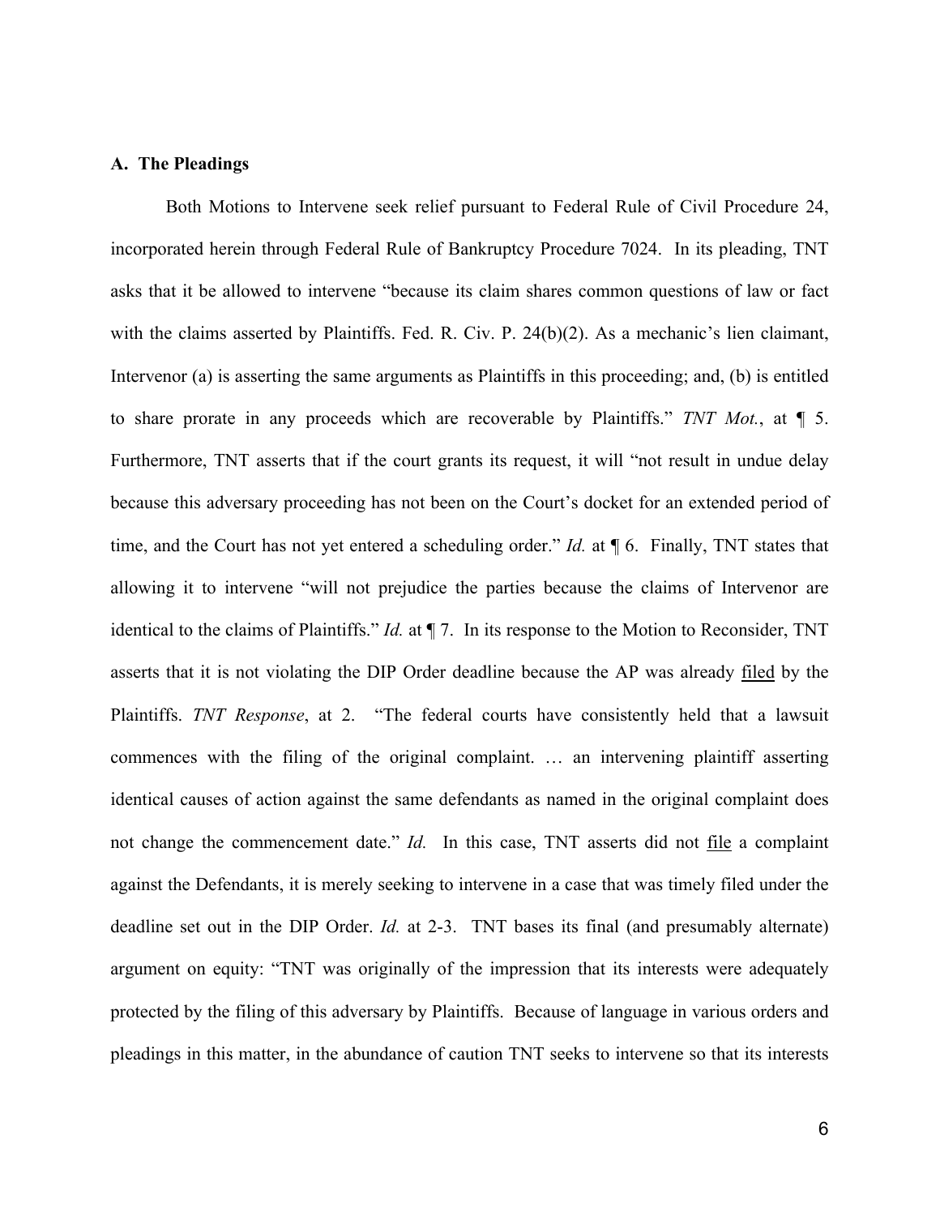### A. The Pleadings

Both Motions to Intervene seek relief pursuant to Federal Rule of Civil Procedure 24, incorporated herein through Federal Rule of Bankruptcy Procedure 7024. In its pleading, TNT asks that it be allowed to intervene "because its claim shares common questions of law or fact with the claims asserted by Plaintiffs. Fed. R. Civ. P. 24(b)(2). As a mechanic's lien claimant, Intervenor (a) is asserting the same arguments as Plaintiffs in this proceeding; and, (b) is entitled to share prorate in any proceeds which are recoverable by Plaintiffs." *TNT Mot.*, at ¶ 5. Furthermore, TNT asserts that if the court grants its request, it will "not result in undue delay because this adversary proceeding has not been on the Court's docket for an extended period of time, and the Court has not yet entered a scheduling order." *Id.* at ¶ 6. Finally, TNT states that allowing it to intervene "will not prejudice the parties because the claims of Intervenor are identical to the claims of Plaintiffs." *Id.* at ¶ 7. In its response to the Motion to Reconsider, TNT asserts that it is not violating the DIP Order deadline because the AP was already <u>filed</u> by the Plaintiffs. *TNT Response*, at 2. "The federal courts have consistently held that a lawsuit commences with the filing of the original complaint. … an intervening plaintiff asserting identical causes of action against the same defendants as named in the original complaint does not change the commencement date." *Id.* In this case, TNT asserts did not <u>file</u> a complaint against the Defendants, it is merely seeking to intervene in a case that was timely filed under the deadline set out in the DIP Order. *Id.* at 2-3. TNT bases its final (and presumably alternate) argument on equity: "TNT was originally of the impression that its interests were adequately protected by the filing of this adversary by Plaintiffs. Because of language in various orders and pleadings in this matter, in the abundance of caution TNT seeks to intervene so that its interests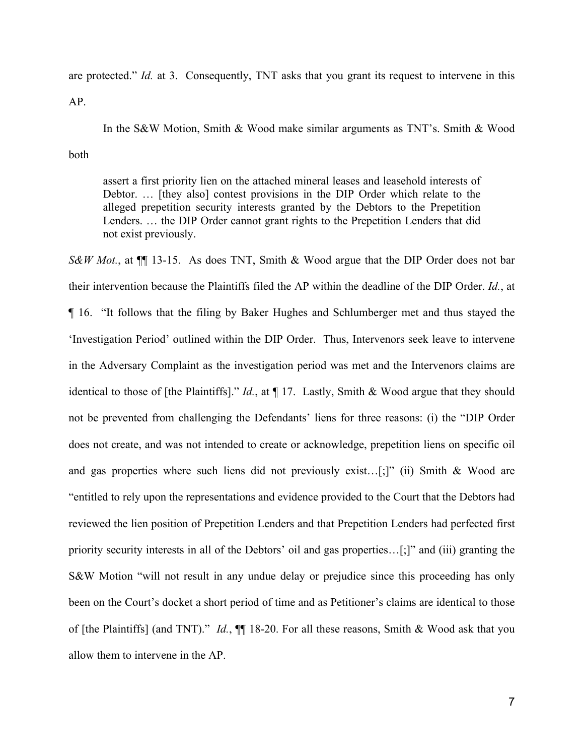are protected." *Id.* at 3. Consequently, TNT asks that you grant its request to intervene in this AP.

In the S&W Motion, Smith & Wood make similar arguments as TNT's. Smith & Wood both

> assert a first priority lien on the attached mineral leases and leasehold interests of Debtor. … [they also] contest provisions in the DIP Order which relate to the alleged prepetition security interests granted by the Debtors to the Prepetition Lenders. … the DIP Order cannot grant rights to the Prepetition Lenders that did not exist previously.

*S&W Mot.*, at ¶¶ 13-15. As does TNT, Smith & Wood argue that the DIP Order does not bar their intervention because the Plaintiffs filed the AP within the deadline of the DIP Order. *Id.*, at ¶ 16. "It follows that the filing by Baker Hughes and Schlumberger met and thus stayed the 'Investigation Period' outlined within the DIP Order. Thus, Intervenors seek leave to intervene in the Adversary Complaint as the investigation period was met and the Intervenors claims are identical to those of [the Plaintiffs]." *Id.*, at ¶ 17. Lastly, Smith & Wood argue that they should not be prevented from challenging the Defendants' liens for three reasons: (i) the "DIP Order does not create, and was not intended to create or acknowledge, prepetition liens on specific oil and gas properties where such liens did not previously exist…[;]" (ii) Smith & Wood are "entitled to rely upon the representations and evidence provided to the Court that the Debtors had reviewed the lien position of Prepetition Lenders and that Prepetition Lenders had perfected first priority security interests in all of the Debtors' oil and gas properties…[;]" and (iii) granting the S&W Motion "will not result in any undue delay or prejudice since this proceeding has only been on the Court's docket a short period of time and as Petitioner's claims are identical to those of [the Plaintiffs] (and TNT)." *Id.*, ¶¶ 18-20. For all these reasons, Smith & Wood ask that you allow them to intervene in the AP.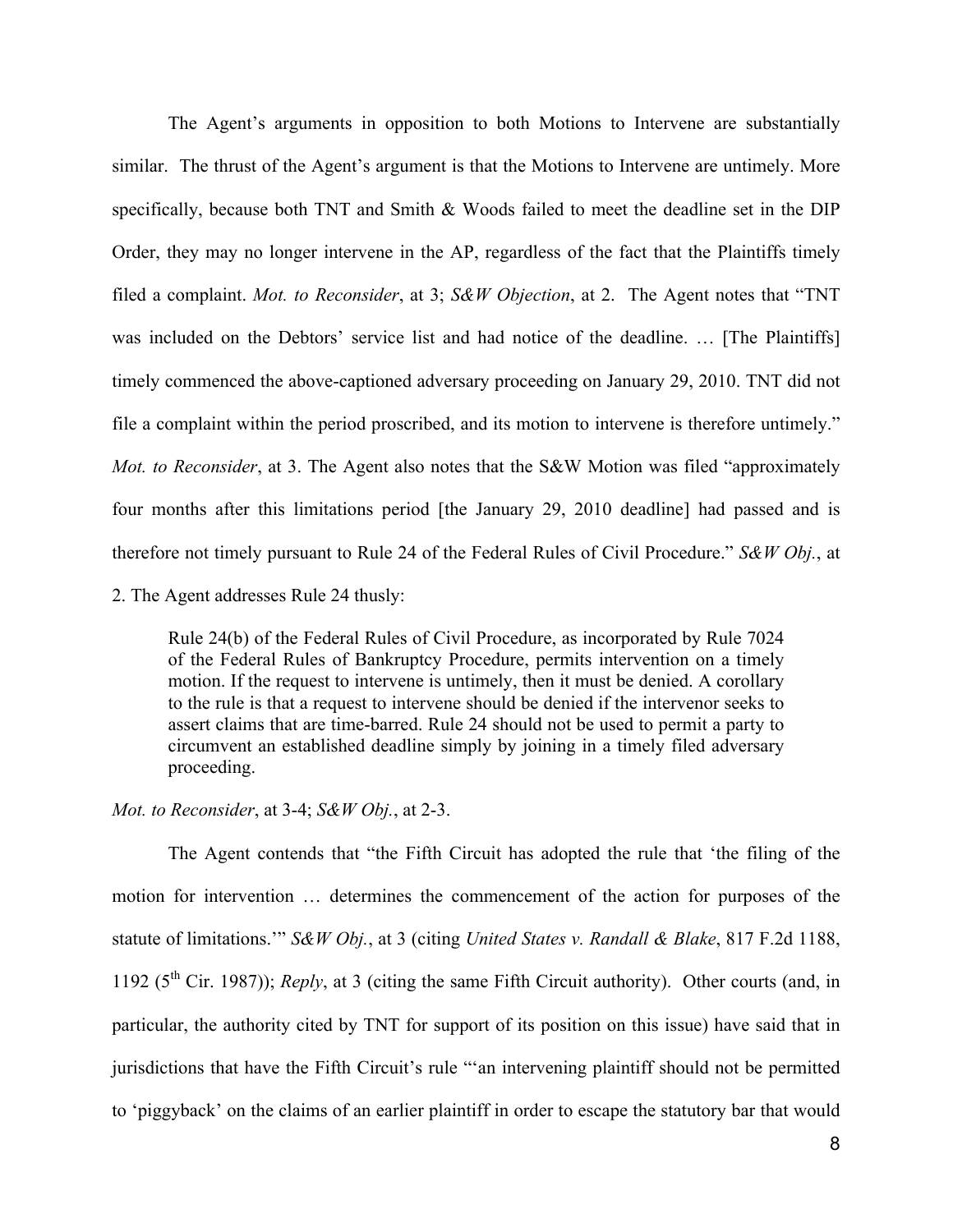The Agent's arguments in opposition to both Motions to Intervene are substantially similar. The thrust of the Agent's argument is that the Motions to Intervene are untimely. More specifically, because both TNT and Smith & Woods failed to meet the deadline set in the DIP Order, they may no longer intervene in the AP, regardless of the fact that the Plaintiffs timely filed a complaint. *Mot. to Reconsider*, at 3; *S&W Objection*, at 2. The Agent notes that "TNT was included on the Debtors' service list and had notice of the deadline. … [The Plaintiffs] timely commenced the above-captioned adversary proceeding on January 29, 2010. TNT did not file a complaint within the period proscribed, and its motion to intervene is therefore untimely." *Mot. to Reconsider*, at 3. The Agent also notes that the S&W Motion was filed "approximately four months after this limitations period [the January 29, 2010 deadline] had passed and is therefore not timely pursuant to Rule 24 of the Federal Rules of Civil Procedure." *S&W Obj.*, at 2. The Agent addresses Rule 24 thusly:

> Rule 24(b) of the Federal Rules of Civil Procedure, as incorporated by Rule 7024 of the Federal Rules of Bankruptcy Procedure, permits intervention on a timely motion. If the request to intervene is untimely, then it must be denied. A corollary to the rule is that a request to intervene should be denied if the intervenor seeks to assert claims that are time-barred. Rule 24 should not be used to permit a party to circumvent an established deadline simply by joining in a timely filed adversary proceeding.

*Mot. to Reconsider*, at 3-4; *S&W Obj.*, at 2-3.

The Agent contends that "the Fifth Circuit has adopted the rule that 'the filing of the motion for intervention … determines the commencement of the action for purposes of the statute of limitations.'" *S&W Obj.*, at 3 (citing *United States v. Randall & Blake*, 817 F.2d 1188, 1192 (5th Cir. 1987)); *Reply*, at 3 (citing the same Fifth Circuit authority). Other courts (and, in particular, the authority cited by TNT for support of its position on this issue) have said that in jurisdictions that have the Fifth Circuit's rule "'an intervening plaintiff should not be permitted to 'piggyback' on the claims of an earlier plaintiff in order to escape the statutory bar that would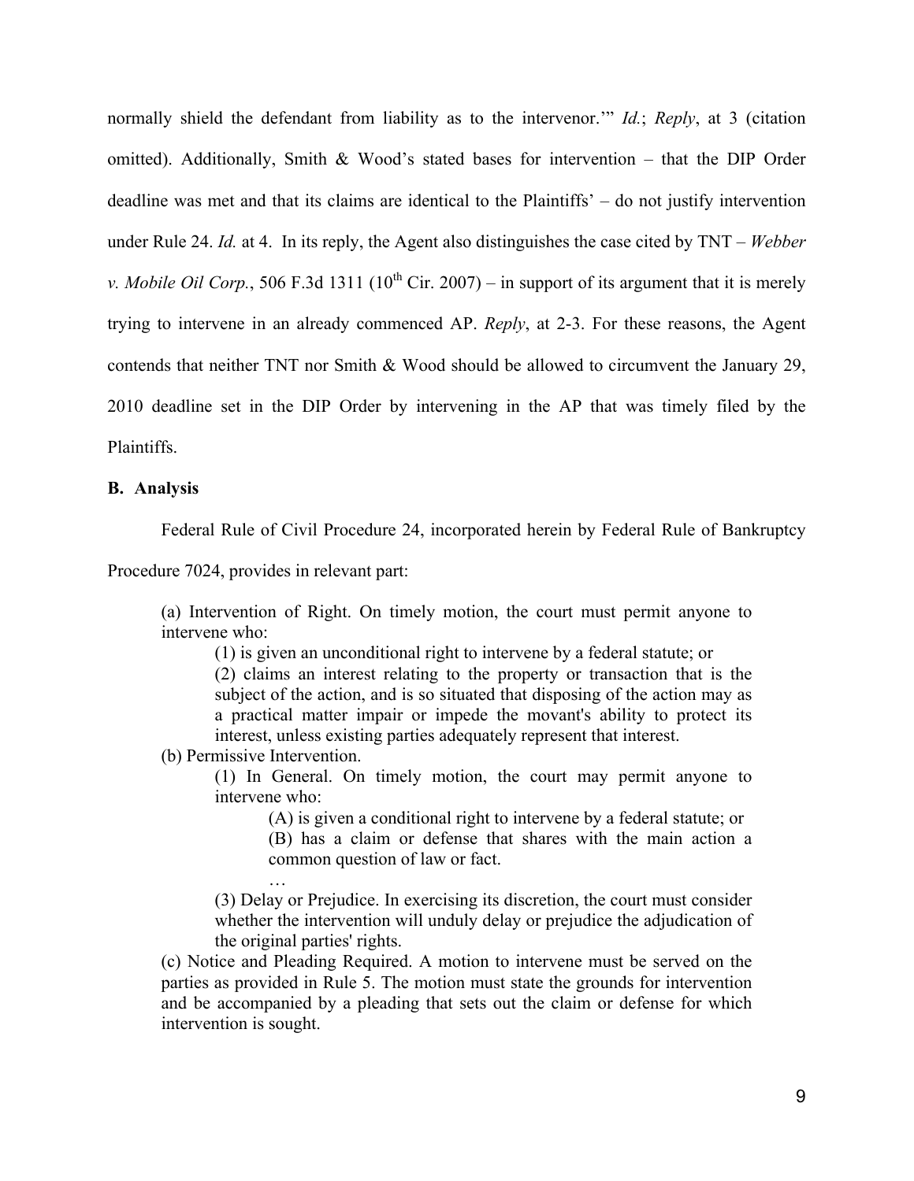normally shield the defendant from liability as to the intervenor.'" *Id.*; *Reply*, at 3 (citation omitted). Additionally, Smith & Wood's stated bases for intervention – that the DIP Order deadline was met and that its claims are identical to the Plaintiffs' – do not justify intervention under Rule 24. *Id.* at 4. In its reply, the Agent also distinguishes the case cited by TNT – *Webber v. Mobile Oil Corp.*, 506 F.3d 1311 (10th Cir. 2007) – in support of its argument that it is merely trying to intervene in an already commenced AP. *Reply*, at 2-3. For these reasons, the Agent contends that neither TNT nor Smith & Wood should be allowed to circumvent the January 29, 2010 deadline set in the DIP Order by intervening in the AP that was timely filed by the Plaintiffs.

**B. Analysis**

Federal Rule of Civil Procedure 24, incorporated herein by Federal Rule of Bankruptcy Procedure 7024, provides in relevant part:

> (a) Intervention of Right. On timely motion, the court must permit anyone to intervene who:
>
> > (1) is given an unconditional right to intervene by a federal statute; or
> >
> > (2) claims an interest relating to the property or transaction that is the subject of the action, and is so situated that disposing of the action may as a practical matter impair or impede the movant's ability to protect its interest, unless existing parties adequately represent that interest.
>
> (b) Permissive Intervention.
>
> > (1) In General. On timely motion, the court may permit anyone to intervene who:
> >
> > > (A) is given a conditional right to intervene by a federal statute; or
> > >
> > > (B) has a claim or defense that shares with the main action a common question of law or fact.
> > >
> > > …
> >
> > (3) Delay or Prejudice. In exercising its discretion, the court must consider whether the intervention will unduly delay or prejudice the adjudication of the original parties' rights.
>
> (c) Notice and Pleading Required. A motion to intervene must be served on the parties as provided in Rule 5. The motion must state the grounds for intervention and be accompanied by a pleading that sets out the claim or defense for which intervention is sought.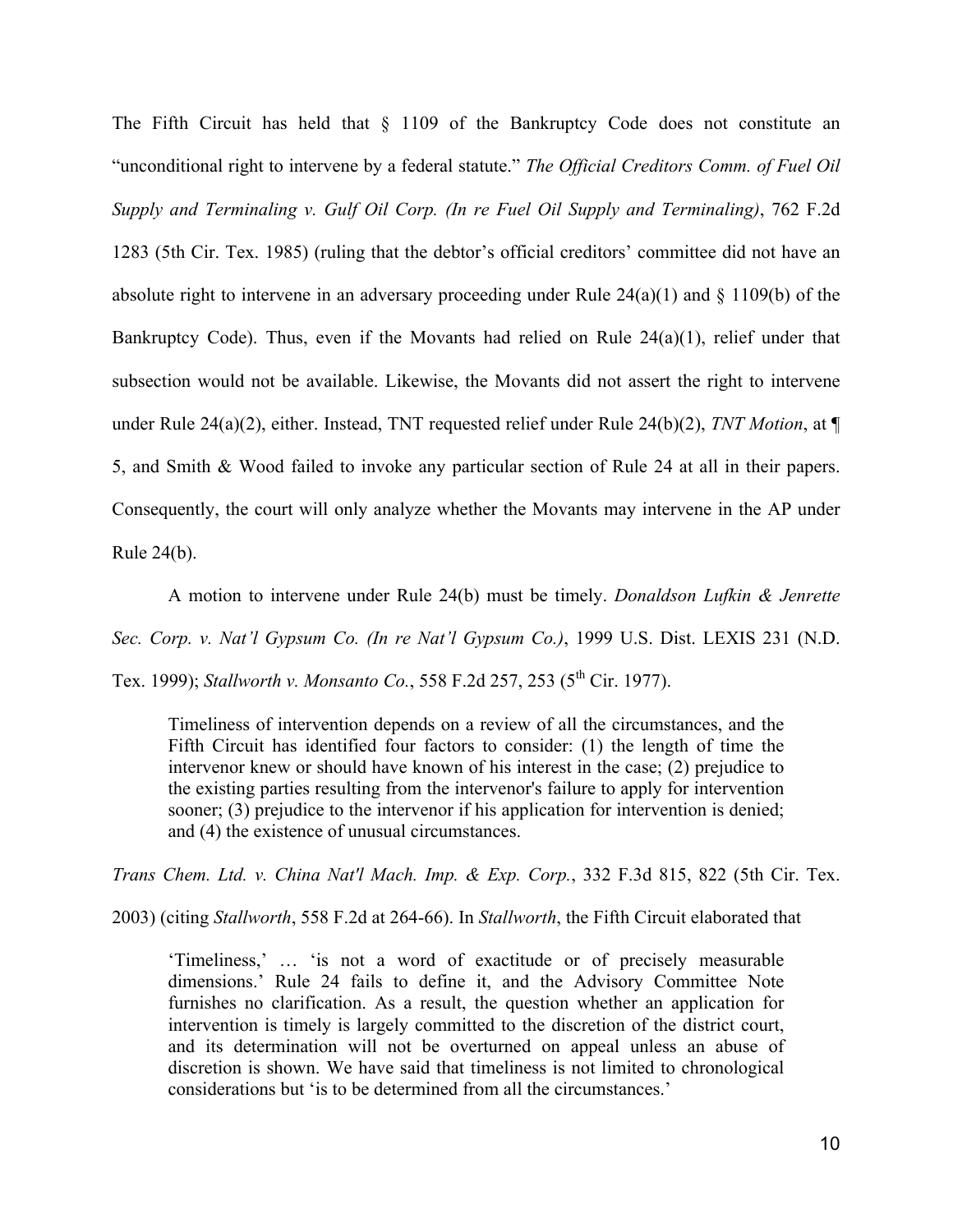The Fifth Circuit has held that § 1109 of the Bankruptcy Code does not constitute an "unconditional right to intervene by a federal statute." *The Official Creditors Comm. of Fuel Oil Supply and Terminaling v. Gulf Oil Corp. (In re Fuel Oil Supply and Terminaling)*, 762 F.2d 1283 (5th Cir. Tex. 1985) (ruling that the debtor's official creditors' committee did not have an absolute right to intervene in an adversary proceeding under Rule 24(a)(1) and § 1109(b) of the Bankruptcy Code). Thus, even if the Movants had relied on Rule 24(a)(1), relief under that subsection would not be available. Likewise, the Movants did not assert the right to intervene under Rule 24(a)(2), either. Instead, TNT requested relief under Rule 24(b)(2), *TNT Motion*, at ¶ 5, and Smith & Wood failed to invoke any particular section of Rule 24 at all in their papers. Consequently, the court will only analyze whether the Movants may intervene in the AP under Rule 24(b).

A motion to intervene under Rule 24(b) must be timely. *Donaldson Lufkin & Jenrette Sec. Corp. v. Nat'l Gypsum Co. (In re Nat'l Gypsum Co.)*, 1999 U.S. Dist. LEXIS 231 (N.D. Tex. 1999); *Stallworth v. Monsanto Co.*, 558 F.2d 257, 253 (5th Cir. 1977).

> Timeliness of intervention depends on a review of all the circumstances, and the Fifth Circuit has identified four factors to consider: (1) the length of time the intervenor knew or should have known of his interest in the case; (2) prejudice to the existing parties resulting from the intervenor's failure to apply for intervention sooner; (3) prejudice to the intervenor if his application for intervention is denied; and (4) the existence of unusual circumstances.

*Trans Chem. Ltd. v. China Nat'l Mach. Imp. & Exp. Corp.*, 332 F.3d 815, 822 (5th Cir. Tex. 2003) (citing *Stallworth*, 558 F.2d at 264-66). In *Stallworth*, the Fifth Circuit elaborated that

> 'Timeliness,' … 'is not a word of exactitude or of precisely measurable dimensions.' Rule 24 fails to define it, and the Advisory Committee Note furnishes no clarification. As a result, the question whether an application for intervention is timely is largely committed to the discretion of the district court, and its determination will not be overturned on appeal unless an abuse of discretion is shown. We have said that timeliness is not limited to chronological considerations but 'is to be determined from all the circumstances.'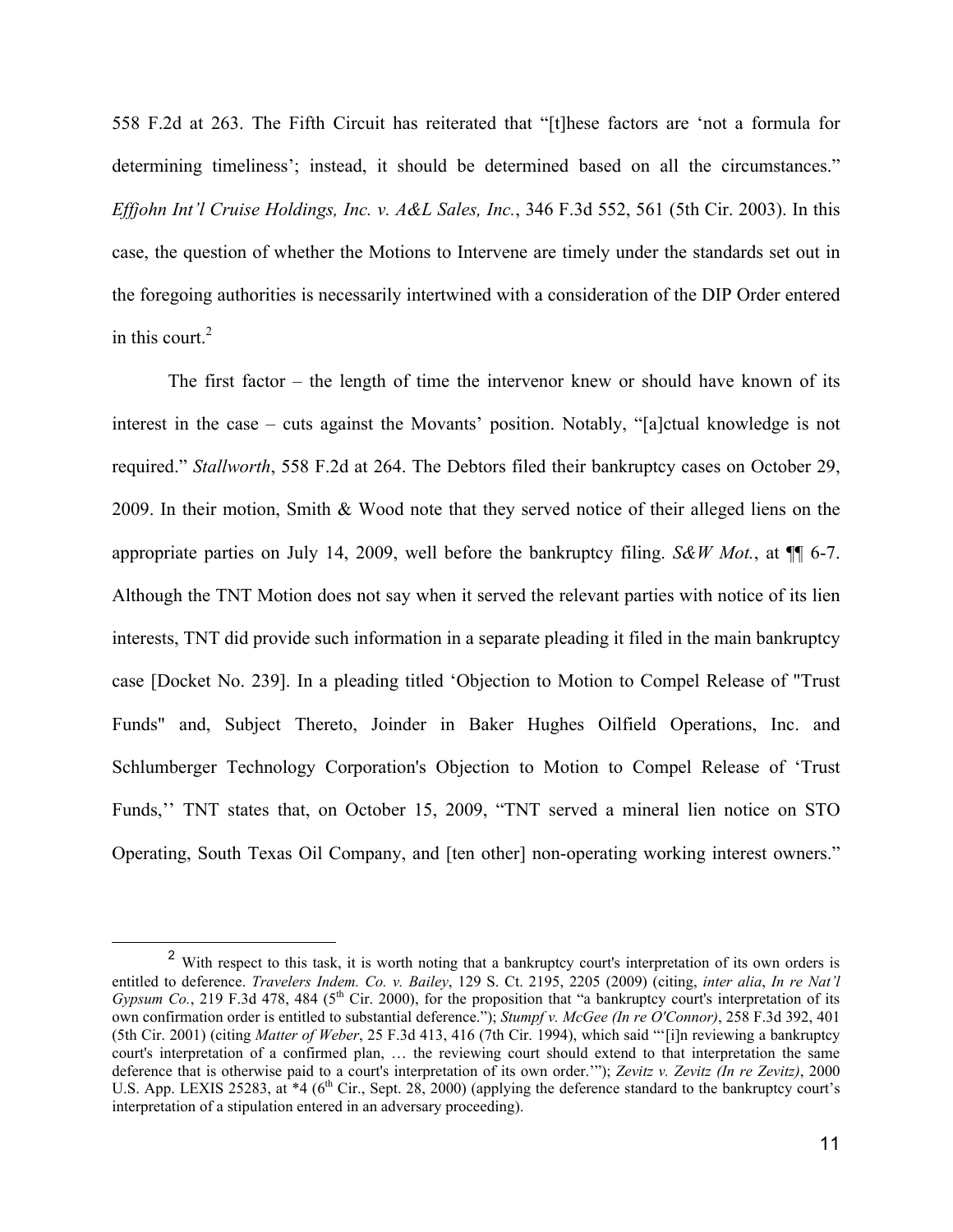558 F.2d at 263. The Fifth Circuit has reiterated that "[t]hese factors are 'not a formula for determining timeliness'; instead, it should be determined based on all the circumstances." *Effjohn Int'l Cruise Holdings, Inc. v. A&L Sales, Inc.*, 346 F.3d 552, 561 (5th Cir. 2003). In this case, the question of whether the Motions to Intervene are timely under the standards set out in the foregoing authorities is necessarily intertwined with a consideration of the DIP Order entered in this court.[2]

The first factor – the length of time the intervenor knew or should have known of its interest in the case – cuts against the Movants' position. Notably, "[a]ctual knowledge is not required." *Stallworth*, 558 F.2d at 264. The Debtors filed their bankruptcy cases on October 29, 2009. In their motion, Smith & Wood note that they served notice of their alleged liens on the appropriate parties on July 14, 2009, well before the bankruptcy filing. *S&W Mot.*, at ¶¶ 6-7. Although the TNT Motion does not say when it served the relevant parties with notice of its lien interests, TNT did provide such information in a separate pleading it filed in the main bankruptcy case [Docket No. 239]. In a pleading titled 'Objection to Motion to Compel Release of "Trust Funds" and, Subject Thereto, Joinder in Baker Hughes Oilfield Operations, Inc. and Schlumberger Technology Corporation's Objection to Motion to Compel Release of 'Trust Funds,'' TNT states that, on October 15, 2009, "TNT served a mineral lien notice on STO Operating, South Texas Oil Company, and [ten other] non-operating working interest owners."

---

[2] With respect to this task, it is worth noting that a bankruptcy court's interpretation of its own orders is entitled to deference. *Travelers Indem. Co. v. Bailey*, 129 S. Ct. 2195, 2205 (2009) (citing, *inter alia*, *In re Nat'l Gypsum Co.*, 219 F.3d 478, 484 (5th Cir. 2000), for the proposition that "a bankruptcy court's interpretation of its own confirmation order is entitled to substantial deference."); *Stumpf v. McGee (In re O'Connor)*, 258 F.3d 392, 401 (5th Cir. 2001) (citing *Matter of Weber*, 25 F.3d 413, 416 (7th Cir. 1994), which said "'[i]n reviewing a bankruptcy court's interpretation of a confirmed plan, … the reviewing court should extend to that interpretation the same deference that is otherwise paid to a court's interpretation of its own order.'"); *Zevitz v. Zevitz (In re Zevitz)*, 2000 U.S. App. LEXIS 25283, at *4 (6th Cir., Sept. 28, 2000) (applying the deference standard to the bankruptcy court's interpretation of a stipulation entered in an adversary proceeding).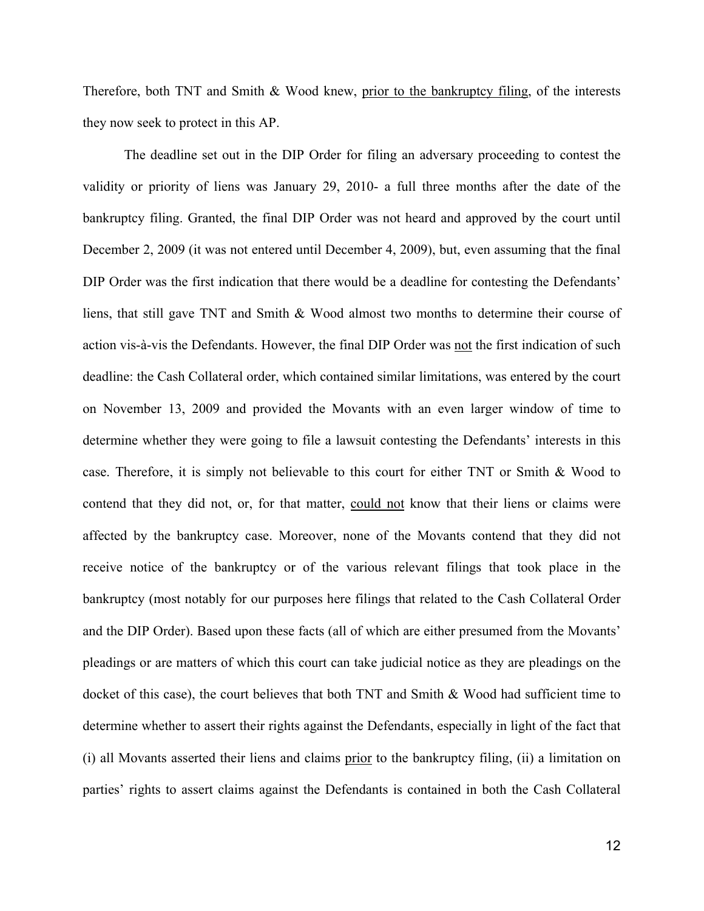Therefore, both TNT and Smith & Wood knew, <u>prior to the bankruptcy filing</u>, of the interests they now seek to protect in this AP.

The deadline set out in the DIP Order for filing an adversary proceeding to contest the validity or priority of liens was January 29, 2010- a full three months after the date of the bankruptcy filing. Granted, the final DIP Order was not heard and approved by the court until December 2, 2009 (it was not entered until December 4, 2009), but, even assuming that the final DIP Order was the first indication that there would be a deadline for contesting the Defendants' liens, that still gave TNT and Smith & Wood almost two months to determine their course of action vis-à-vis the Defendants. However, the final DIP Order was <u>not</u> the first indication of such deadline: the Cash Collateral order, which contained similar limitations, was entered by the court on November 13, 2009 and provided the Movants with an even larger window of time to determine whether they were going to file a lawsuit contesting the Defendants' interests in this case. Therefore, it is simply not believable to this court for either TNT or Smith & Wood to contend that they did not, or, for that matter, <u>could not</u> know that their liens or claims were affected by the bankruptcy case. Moreover, none of the Movants contend that they did not receive notice of the bankruptcy or of the various relevant filings that took place in the bankruptcy (most notably for our purposes here filings that related to the Cash Collateral Order and the DIP Order). Based upon these facts (all of which are either presumed from the Movants' pleadings or are matters of which this court can take judicial notice as they are pleadings on the docket of this case), the court believes that both TNT and Smith & Wood had sufficient time to determine whether to assert their rights against the Defendants, especially in light of the fact that (i) all Movants asserted their liens and claims <u>prior</u> to the bankruptcy filing, (ii) a limitation on parties' rights to assert claims against the Defendants is contained in both the Cash Collateral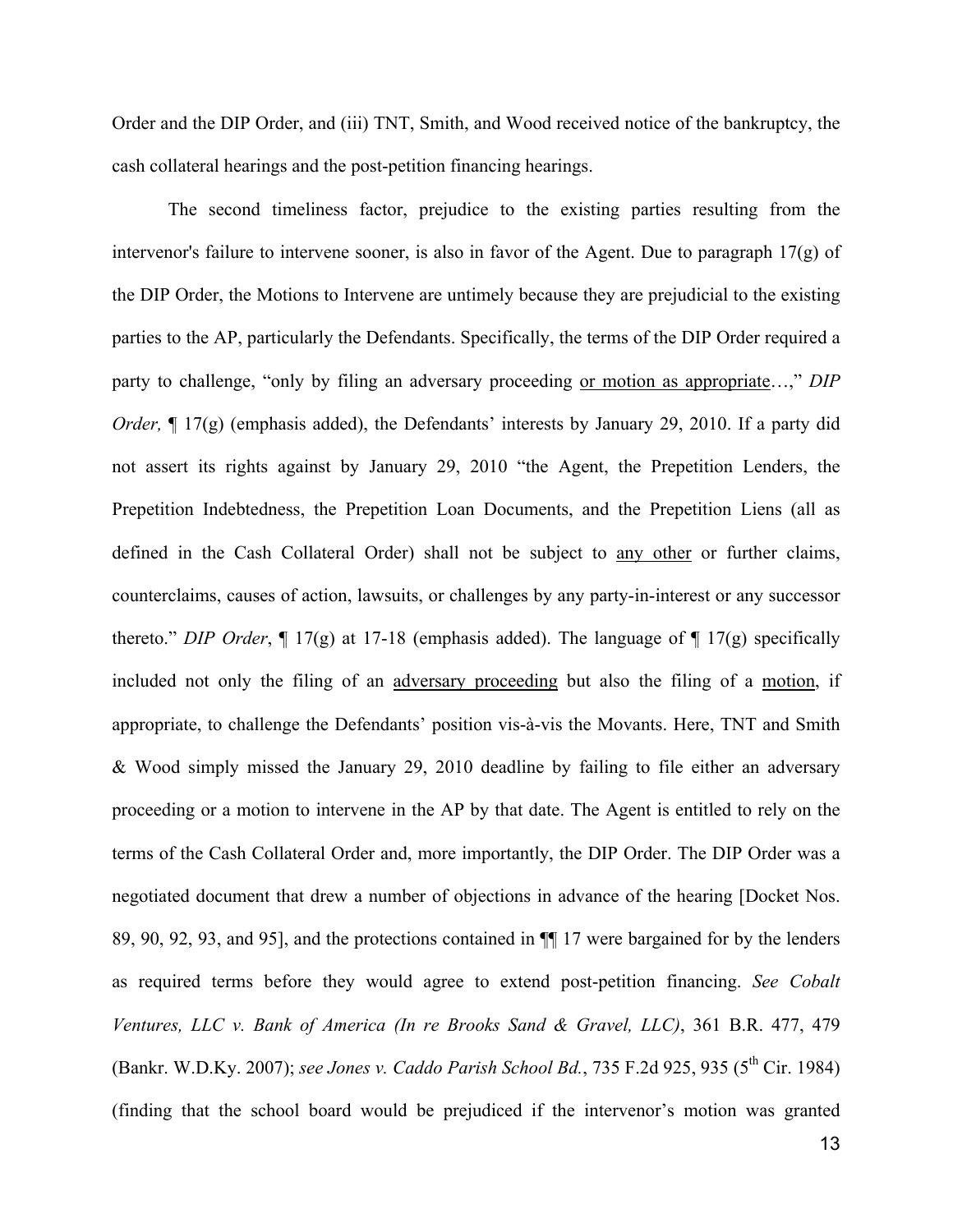Order and the DIP Order, and (iii) TNT, Smith, and Wood received notice of the bankruptcy, the cash collateral hearings and the post-petition financing hearings.

The second timeliness factor, prejudice to the existing parties resulting from the intervenor's failure to intervene sooner, is also in favor of the Agent. Due to paragraph 17(g) of the DIP Order, the Motions to Intervene are untimely because they are prejudicial to the existing parties to the AP, particularly the Defendants. Specifically, the terms of the DIP Order required a party to challenge, "only by filing an adversary proceeding <u>or motion as appropriate</u>…," *DIP Order,* ¶ 17(g) (emphasis added), the Defendants' interests by January 29, 2010. If a party did not assert its rights against by January 29, 2010 "the Agent, the Prepetition Lenders, the Prepetition Indebtedness, the Prepetition Loan Documents, and the Prepetition Liens (all as defined in the Cash Collateral Order) shall not be subject to <u>any other</u> or further claims, counterclaims, causes of action, lawsuits, or challenges by any party-in-interest or any successor thereto." *DIP Order*, ¶ 17(g) at 17-18 (emphasis added). The language of ¶ 17(g) specifically included not only the filing of an <u>adversary proceeding</u> but also the filing of a <u>motion</u>, if appropriate, to challenge the Defendants' position vis-à-vis the Movants. Here, TNT and Smith & Wood simply missed the January 29, 2010 deadline by failing to file either an adversary proceeding or a motion to intervene in the AP by that date. The Agent is entitled to rely on the terms of the Cash Collateral Order and, more importantly, the DIP Order. The DIP Order was a negotiated document that drew a number of objections in advance of the hearing [Docket Nos. 89, 90, 92, 93, and 95], and the protections contained in ¶¶ 17 were bargained for by the lenders as required terms before they would agree to extend post-petition financing. *See Cobalt Ventures, LLC v. Bank of America (In re Brooks Sand & Gravel, LLC)*, 361 B.R. 477, 479 (Bankr. W.D.Ky. 2007); *see Jones v. Caddo Parish School Bd.*, 735 F.2d 925, 935 (5th Cir. 1984) (finding that the school board would be prejudiced if the intervenor's motion was granted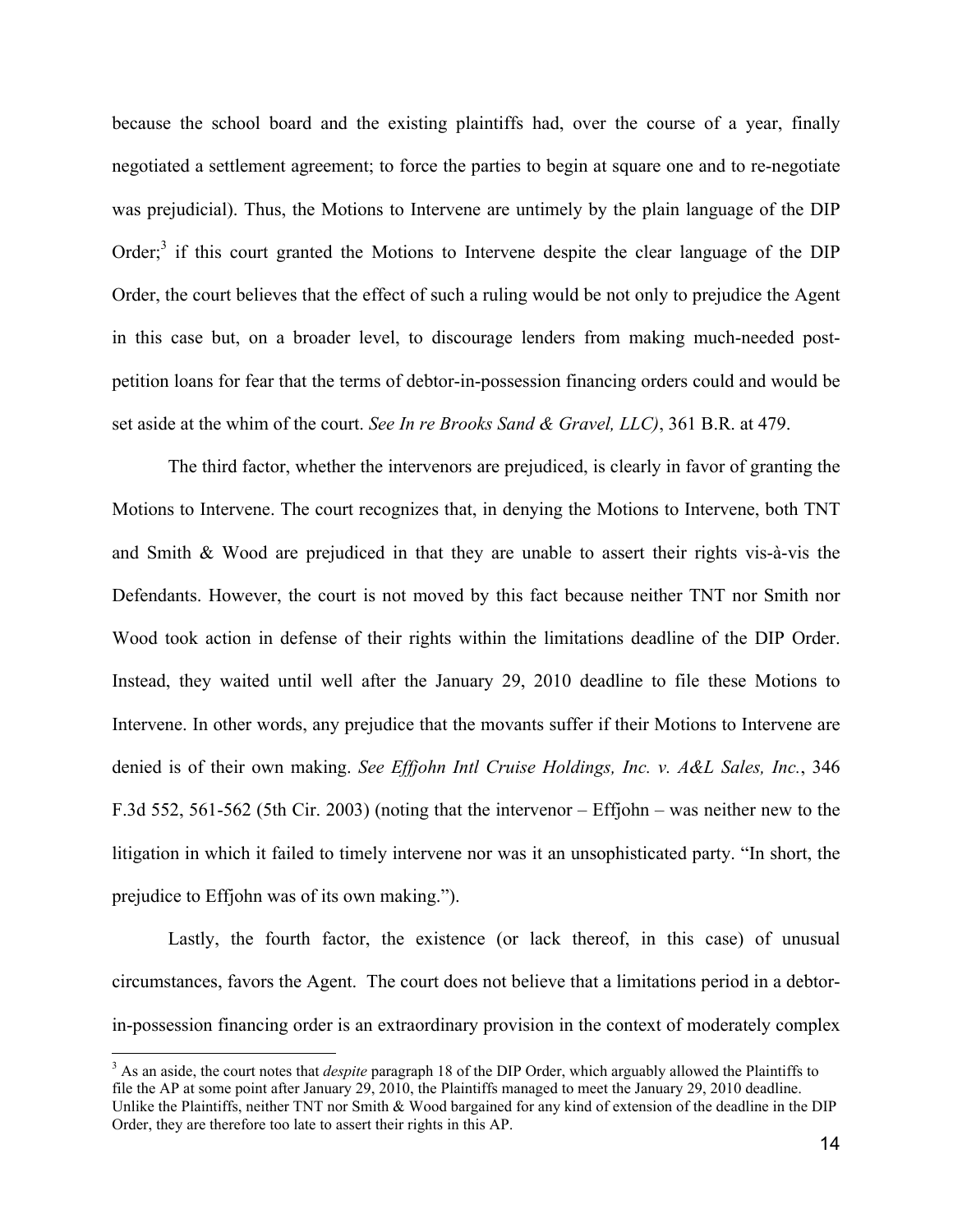because the school board and the existing plaintiffs had, over the course of a year, finally negotiated a settlement agreement; to force the parties to begin at square one and to re-negotiate was prejudicial). Thus, the Motions to Intervene are untimely by the plain language of the DIP Order;[3] if this court granted the Motions to Intervene despite the clear language of the DIP Order, the court believes that the effect of such a ruling would be not only to prejudice the Agent in this case but, on a broader level, to discourage lenders from making much-needed post-petition loans for fear that the terms of debtor-in-possession financing orders could and would be set aside at the whim of the court. *See In re Brooks Sand & Gravel, LLC)*, 361 B.R. at 479.

The third factor, whether the intervenors are prejudiced, is clearly in favor of granting the Motions to Intervene. The court recognizes that, in denying the Motions to Intervene, both TNT and Smith & Wood are prejudiced in that they are unable to assert their rights vis-à-vis the Defendants. However, the court is not moved by this fact because neither TNT nor Smith nor Wood took action in defense of their rights within the limitations deadline of the DIP Order. Instead, they waited until well after the January 29, 2010 deadline to file these Motions to Intervene. In other words, any prejudice that the movants suffer if their Motions to Intervene are denied is of their own making. *See Effjohn Intl Cruise Holdings, Inc. v. A&L Sales, Inc.*, 346 F.3d 552, 561-562 (5th Cir. 2003) (noting that the intervenor – Effjohn – was neither new to the litigation in which it failed to timely intervene nor was it an unsophisticated party. "In short, the prejudice to Effjohn was of its own making.").

Lastly, the fourth factor, the existence (or lack thereof, in this case) of unusual circumstances, favors the Agent. The court does not believe that a limitations period in a debtor-in-possession financing order is an extraordinary provision in the context of moderately complex

[3] As an aside, the court notes that *despite* paragraph 18 of the DIP Order, which arguably allowed the Plaintiffs to file the AP at some point after January 29, 2010, the Plaintiffs managed to meet the January 29, 2010 deadline. Unlike the Plaintiffs, neither TNT nor Smith & Wood bargained for any kind of extension of the deadline in the DIP Order, they are therefore too late to assert their rights in this AP.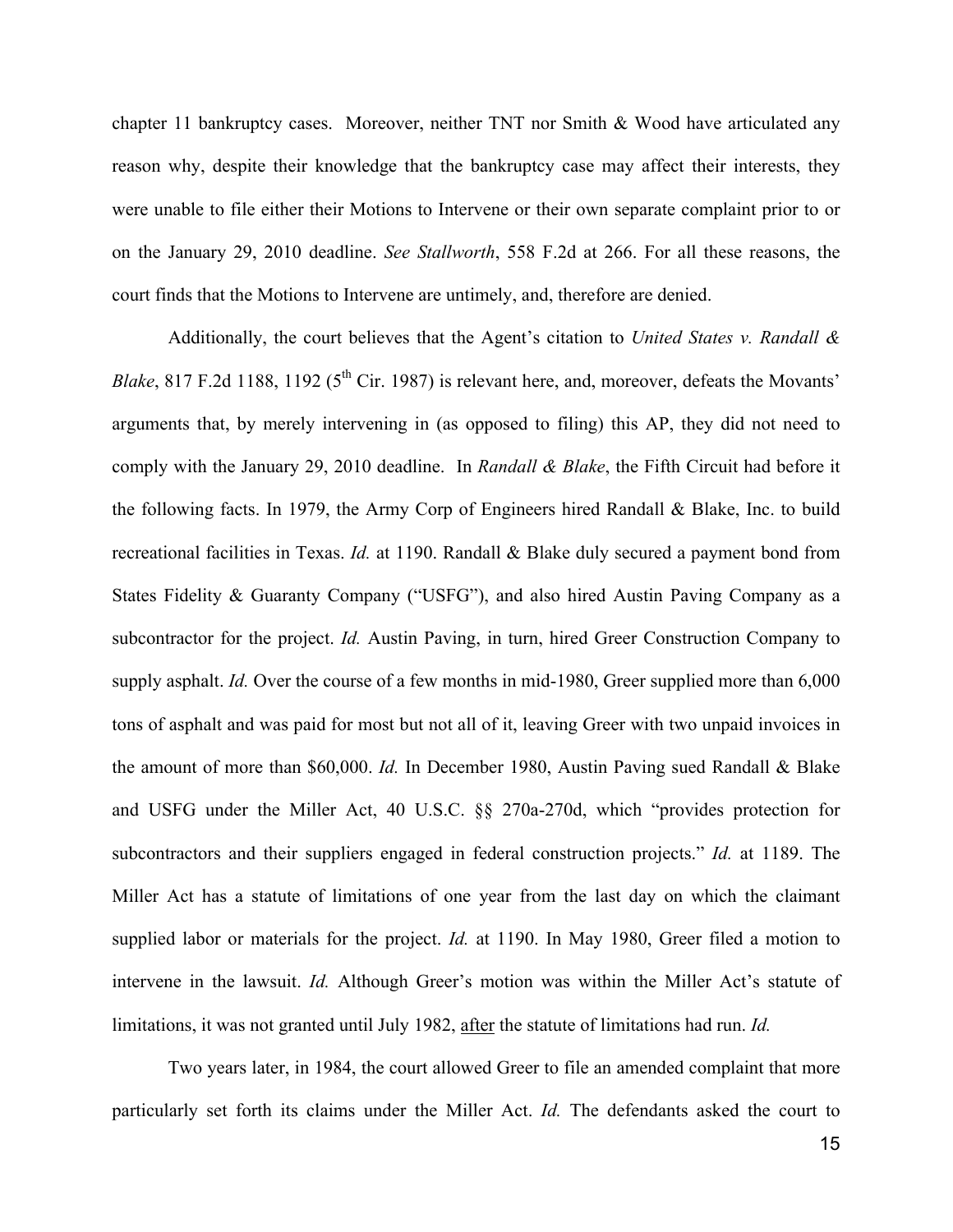chapter 11 bankruptcy cases. Moreover, neither TNT nor Smith & Wood have articulated any reason why, despite their knowledge that the bankruptcy case may affect their interests, they were unable to file either their Motions to Intervene or their own separate complaint prior to or on the January 29, 2010 deadline. *See Stallworth*, 558 F.2d at 266. For all these reasons, the court finds that the Motions to Intervene are untimely, and, therefore are denied.

Additionally, the court believes that the Agent's citation to *United States v. Randall & Blake*, 817 F.2d 1188, 1192 (5th Cir. 1987) is relevant here, and, moreover, defeats the Movants' arguments that, by merely intervening in (as opposed to filing) this AP, they did not need to comply with the January 29, 2010 deadline. In *Randall & Blake*, the Fifth Circuit had before it the following facts. In 1979, the Army Corp of Engineers hired Randall & Blake, Inc. to build recreational facilities in Texas. *Id.* at 1190. Randall & Blake duly secured a payment bond from States Fidelity & Guaranty Company ("USFG"), and also hired Austin Paving Company as a subcontractor for the project. *Id.* Austin Paving, in turn, hired Greer Construction Company to supply asphalt. *Id.* Over the course of a few months in mid-1980, Greer supplied more than 6,000 tons of asphalt and was paid for most but not all of it, leaving Greer with two unpaid invoices in the amount of more than $60,000. *Id.* In December 1980, Austin Paving sued Randall & Blake and USFG under the Miller Act, 40 U.S.C. §§ 270a-270d, which "provides protection for subcontractors and their suppliers engaged in federal construction projects." *Id.* at 1189. The Miller Act has a statute of limitations of one year from the last day on which the claimant supplied labor or materials for the project. *Id.* at 1190. In May 1980, Greer filed a motion to intervene in the lawsuit. *Id.* Although Greer's motion was within the Miller Act's statute of limitations, it was not granted until July 1982, after the statute of limitations had run. *Id.*

Two years later, in 1984, the court allowed Greer to file an amended complaint that more particularly set forth its claims under the Miller Act. *Id.* The defendants asked the court to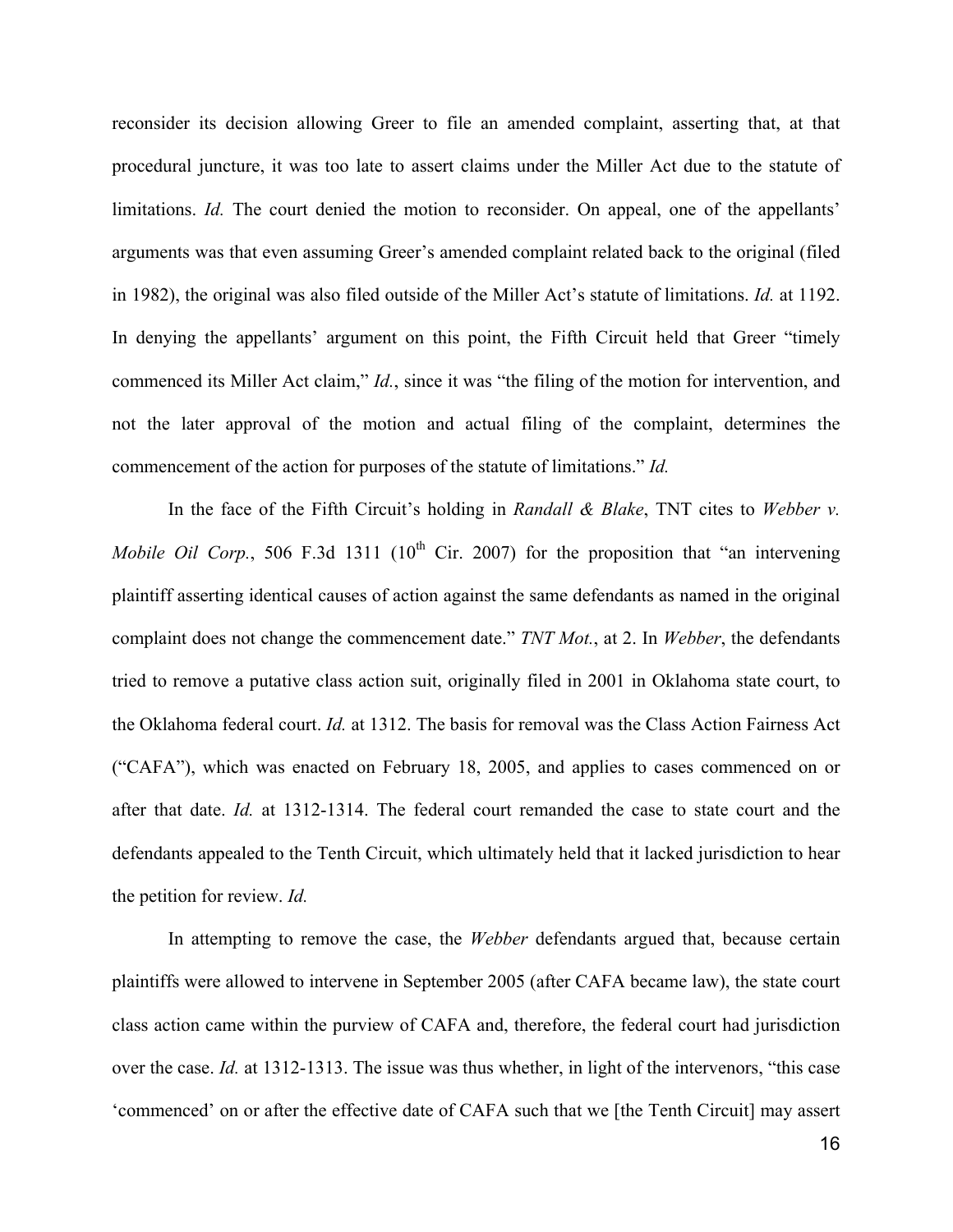reconsider its decision allowing Greer to file an amended complaint, asserting that, at that procedural juncture, it was too late to assert claims under the Miller Act due to the statute of limitations. *Id.* The court denied the motion to reconsider. On appeal, one of the appellants' arguments was that even assuming Greer's amended complaint related back to the original (filed in 1982), the original was also filed outside of the Miller Act's statute of limitations. *Id.* at 1192. In denying the appellants' argument on this point, the Fifth Circuit held that Greer "timely commenced its Miller Act claim," *Id.*, since it was "the filing of the motion for intervention, and not the later approval of the motion and actual filing of the complaint, determines the commencement of the action for purposes of the statute of limitations." *Id.*

In the face of the Fifth Circuit's holding in *Randall & Blake*, TNT cites to *Webber v. Mobile Oil Corp.*, 506 F.3d 1311 (10th Cir. 2007) for the proposition that "an intervening plaintiff asserting identical causes of action against the same defendants as named in the original complaint does not change the commencement date." *TNT Mot.*, at 2. In *Webber*, the defendants tried to remove a putative class action suit, originally filed in 2001 in Oklahoma state court, to the Oklahoma federal court. *Id.* at 1312. The basis for removal was the Class Action Fairness Act ("CAFA"), which was enacted on February 18, 2005, and applies to cases commenced on or after that date. *Id.* at 1312-1314. The federal court remanded the case to state court and the defendants appealed to the Tenth Circuit, which ultimately held that it lacked jurisdiction to hear the petition for review. *Id.*

In attempting to remove the case, the *Webber* defendants argued that, because certain plaintiffs were allowed to intervene in September 2005 (after CAFA became law), the state court class action came within the purview of CAFA and, therefore, the federal court had jurisdiction over the case. *Id.* at 1312-1313. The issue was thus whether, in light of the intervenors, "this case 'commenced' on or after the effective date of CAFA such that we [the Tenth Circuit] may assert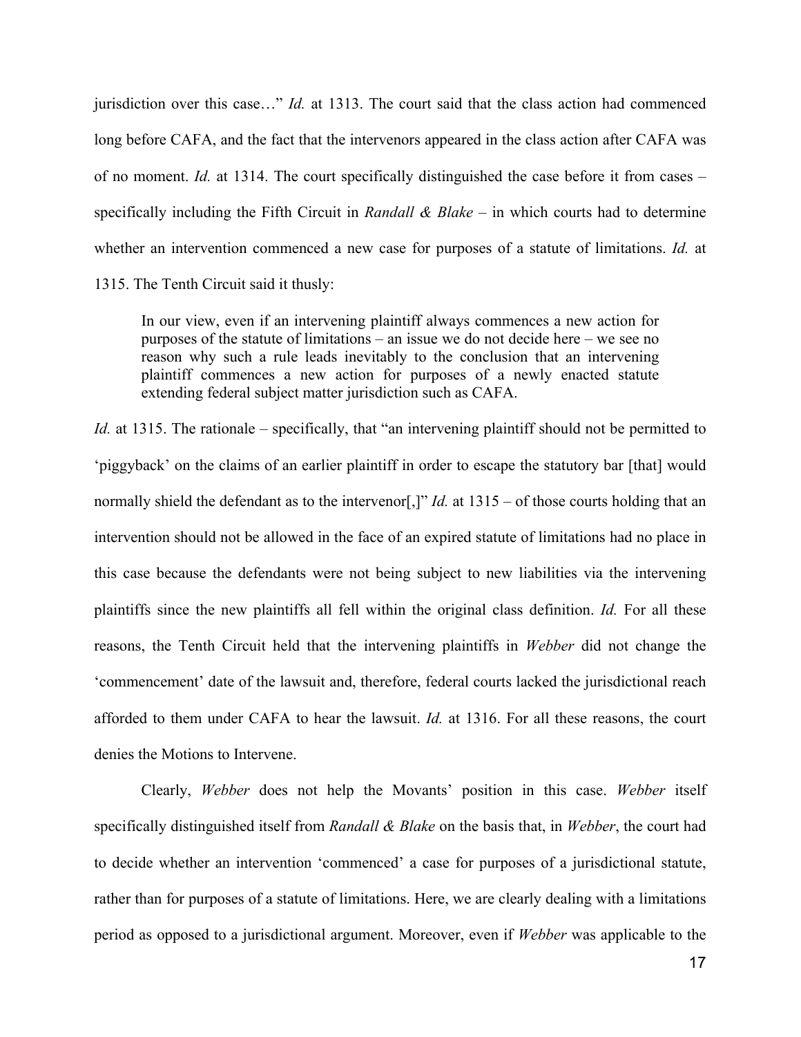jurisdiction over this case…" *Id.* at 1313. The court said that the class action had commenced long before CAFA, and the fact that the intervenors appeared in the class action after CAFA was of no moment. *Id.* at 1314. The court specifically distinguished the case before it from cases – specifically including the Fifth Circuit in *Randall & Blake* – in which courts had to determine whether an intervention commenced a new case for purposes of a statute of limitations. *Id.* at 1315. The Tenth Circuit said it thusly:

> In our view, even if an intervening plaintiff always commences a new action for purposes of the statute of limitations – an issue we do not decide here – we see no reason why such a rule leads inevitably to the conclusion that an intervening plaintiff commences a new action for purposes of a newly enacted statute extending federal subject matter jurisdiction such as CAFA.

*Id.* at 1315. The rationale – specifically, that "an intervening plaintiff should not be permitted to 'piggyback' on the claims of an earlier plaintiff in order to escape the statutory bar [that] would normally shield the defendant as to the intervenor[,]" *Id.* at 1315 – of those courts holding that an intervention should not be allowed in the face of an expired statute of limitations had no place in this case because the defendants were not being subject to new liabilities via the intervening plaintiffs since the new plaintiffs all fell within the original class definition. *Id.* For all these reasons, the Tenth Circuit held that the intervening plaintiffs in *Webber* did not change the 'commencement' date of the lawsuit and, therefore, federal courts lacked the jurisdictional reach afforded to them under CAFA to hear the lawsuit. *Id.* at 1316. For all these reasons, the court denies the Motions to Intervene.

Clearly, *Webber* does not help the Movants' position in this case. *Webber* itself specifically distinguished itself from *Randall & Blake* on the basis that, in *Webber*, the court had to decide whether an intervention 'commenced' a case for purposes of a jurisdictional statute, rather than for purposes of a statute of limitations. Here, we are clearly dealing with a limitations period as opposed to a jurisdictional argument. Moreover, even if *Webber* was applicable to the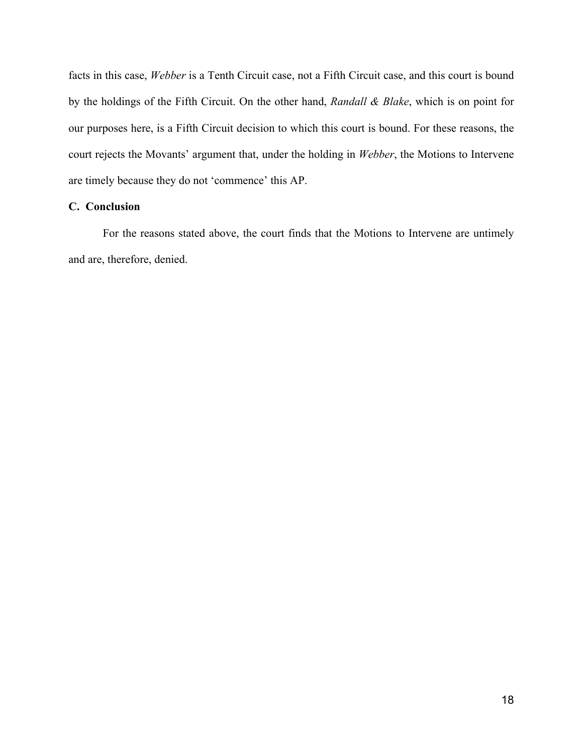facts in this case, *Webber* is a Tenth Circuit case, not a Fifth Circuit case, and this court is bound by the holdings of the Fifth Circuit. On the other hand, *Randall & Blake*, which is on point for our purposes here, is a Fifth Circuit decision to which this court is bound. For these reasons, the court rejects the Movants' argument that, under the holding in *Webber*, the Motions to Intervene are timely because they do not 'commence' this AP.

### C. Conclusion

For the reasons stated above, the court finds that the Motions to Intervene are untimely and are, therefore, denied.